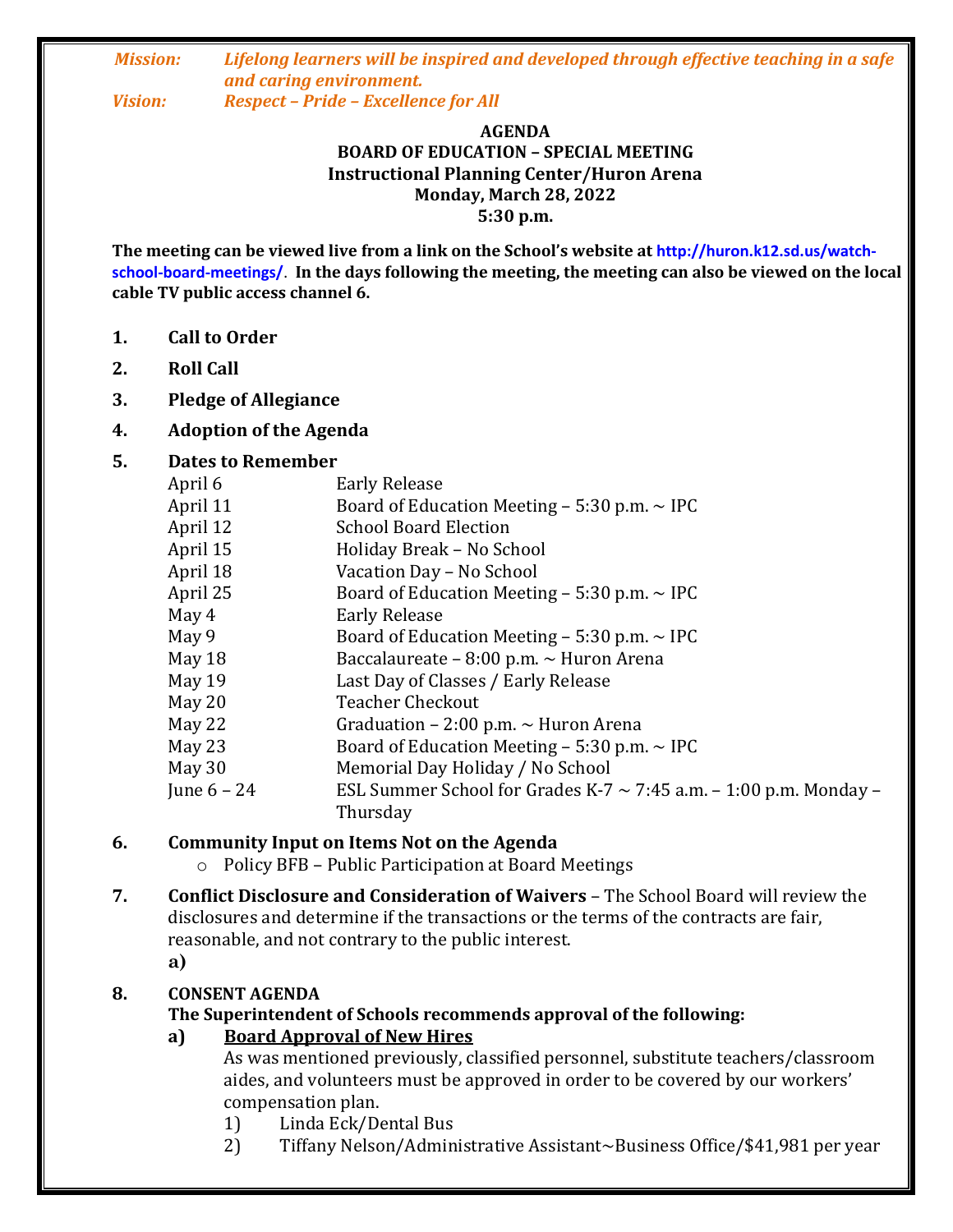***Mission:*** *Lifelong learners will be inspired and developed through effective teaching in a safe and caring environment.*

***Vision:*** *Respect – Pride – Excellence for All*

**AGENDA**
**BOARD OF EDUCATION – SPECIAL MEETING**
**Instructional Planning Center/Huron Arena**
**Monday, March 28, 2022**
**5:30 p.m.**

**The meeting can be viewed live from a link on the School's website at http://huron.k12.sd.us/watch-school-board-meetings/. In the days following the meeting, the meeting can also be viewed on the local cable TV public access channel 6.**

1. **Call to Order**
2. **Roll Call**
3. **Pledge of Allegiance**
4. **Adoption of the Agenda**
5. **Dates to Remember**

| | |
|---|---|
| April 6 | Early Release |
| April 11 | Board of Education Meeting – 5:30 p.m. ~ IPC |
| April 12 | School Board Election |
| April 15 | Holiday Break – No School |
| April 18 | Vacation Day – No School |
| April 25 | Board of Education Meeting – 5:30 p.m. ~ IPC |
| May 4 | Early Release |
| May 9 | Board of Education Meeting – 5:30 p.m. ~ IPC |
| May 18 | Baccalaureate – 8:00 p.m. ~ Huron Arena |
| May 19 | Last Day of Classes / Early Release |
| May 20 | Teacher Checkout |
| May 22 | Graduation – 2:00 p.m. ~ Huron Arena |
| May 23 | Board of Education Meeting – 5:30 p.m. ~ IPC |
| May 30 | Memorial Day Holiday / No School |
| June 6 – 24 | ESL Summer School for Grades K-7 ~ 7:45 a.m. – 1:00 p.m. Monday – Thursday |

6. **Community Input on Items Not on the Agenda**
   - Policy BFB – Public Participation at Board Meetings

7. **Conflict Disclosure and Consideration of Waivers** – The School Board will review the disclosures and determine if the transactions or the terms of the contracts are fair, reasonable, and not contrary to the public interest.
   **a)**

8. **CONSENT AGENDA**
   **The Superintendent of Schools recommends approval of the following:**
   **a) <u>Board Approval of New Hires</u>**
   As was mentioned previously, classified personnel, substitute teachers/classroom aides, and volunteers must be approved in order to be covered by our workers' compensation plan.
   1) Linda Eck/Dental Bus
   2) Tiffany Nelson/Administrative Assistant~Business Office/$41,981 per year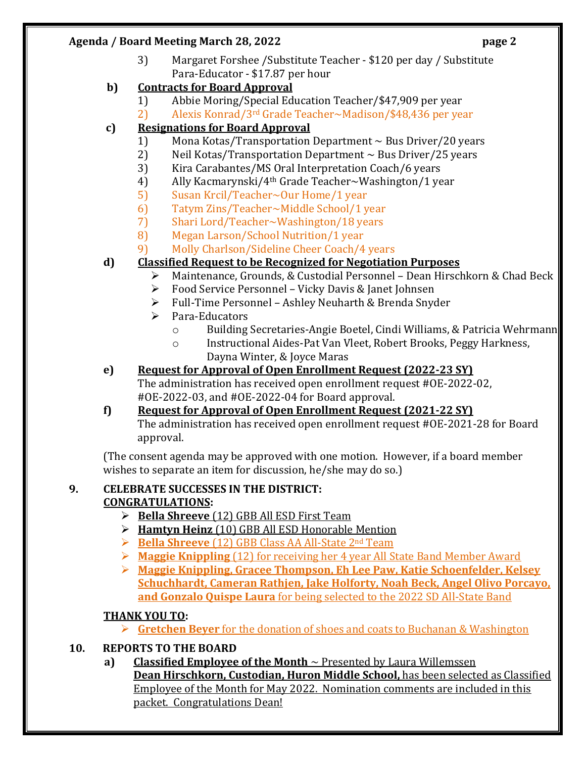3) Margaret Forshee /Substitute Teacher - $120 per day / Substitute Para-Educator - $17.87 per hour

**b) Contracts for Board Approval**

1) Abbie Moring/Special Education Teacher/$47,909 per year
2) Alexis Konrad/3rd Grade Teacher~Madison/$48,436 per year

**c) Resignations for Board Approval**

1) Mona Kotas/Transportation Department ~ Bus Driver/20 years
2) Neil Kotas/Transportation Department ~ Bus Driver/25 years
3) Kira Carabantes/MS Oral Interpretation Coach/6 years
4) Ally Kacmarynski/4th Grade Teacher~Washington/1 year
5) Susan Krcil/Teacher~Our Home/1 year
6) Tatym Zins/Teacher~Middle School/1 year
7) Shari Lord/Teacher~Washington/18 years
8) Megan Larson/School Nutrition/1 year
9) Molly Charlson/Sideline Cheer Coach/4 years

**d) Classified Request to be Recognized for Negotiation Purposes**

- Maintenance, Grounds, & Custodial Personnel – Dean Hirschkorn & Chad Beck
- Food Service Personnel – Vicky Davis & Janet Johnsen
- Full-Time Personnel – Ashley Neuharth & Brenda Snyder
- Para-Educators
  - Building Secretaries-Angie Boetel, Cindi Williams, & Patricia Wehrmann
  - Instructional Aides-Pat Van Vleet, Robert Brooks, Peggy Harkness, Dayna Winter, & Joyce Maras

**e) Request for Approval of Open Enrollment Request (2022-23 SY)**

The administration has received open enrollment request #OE-2022-02, #OE-2022-03, and #OE-2022-04 for Board approval.

**f) Request for Approval of Open Enrollment Request (2021-22 SY)**

The administration has received open enrollment request #OE-2021-28 for Board approval.

(The consent agenda may be approved with one motion. However, if a board member wishes to separate an item for discussion, he/she may do so.)

**9. CELEBRATE SUCCESSES IN THE DISTRICT:**

**CONGRATULATIONS:**

- **Bella Shreeve** (12) GBB All ESD First Team
- **Hamtyn Heinz** (10) GBB All ESD Honorable Mention
- **Bella Shreeve** (12) GBB Class AA All-State 2nd Team
- **Maggie Knippling** (12) for receiving her 4 year All State Band Member Award
- **Maggie Knippling, Gracee Thompson, Eh Lee Paw, Katie Schoenfelder, Kelsey Schuchhardt, Cameran Rathjen, Jake Holforty, Noah Beck, Angel Olivo Porcayo, and Gonzalo Quispe Laura** for being selected to the 2022 SD All-State Band

**THANK YOU TO:**

- **Gretchen Beyer** for the donation of shoes and coats to Buchanan & Washington

**10. REPORTS TO THE BOARD**

**a) Classified Employee of the Month** ~ Presented by Laura Willemssen

**Dean Hirschkorn, Custodian, Huron Middle School,** has been selected as Classified Employee of the Month for May 2022. Nomination comments are included in this packet. Congratulations Dean!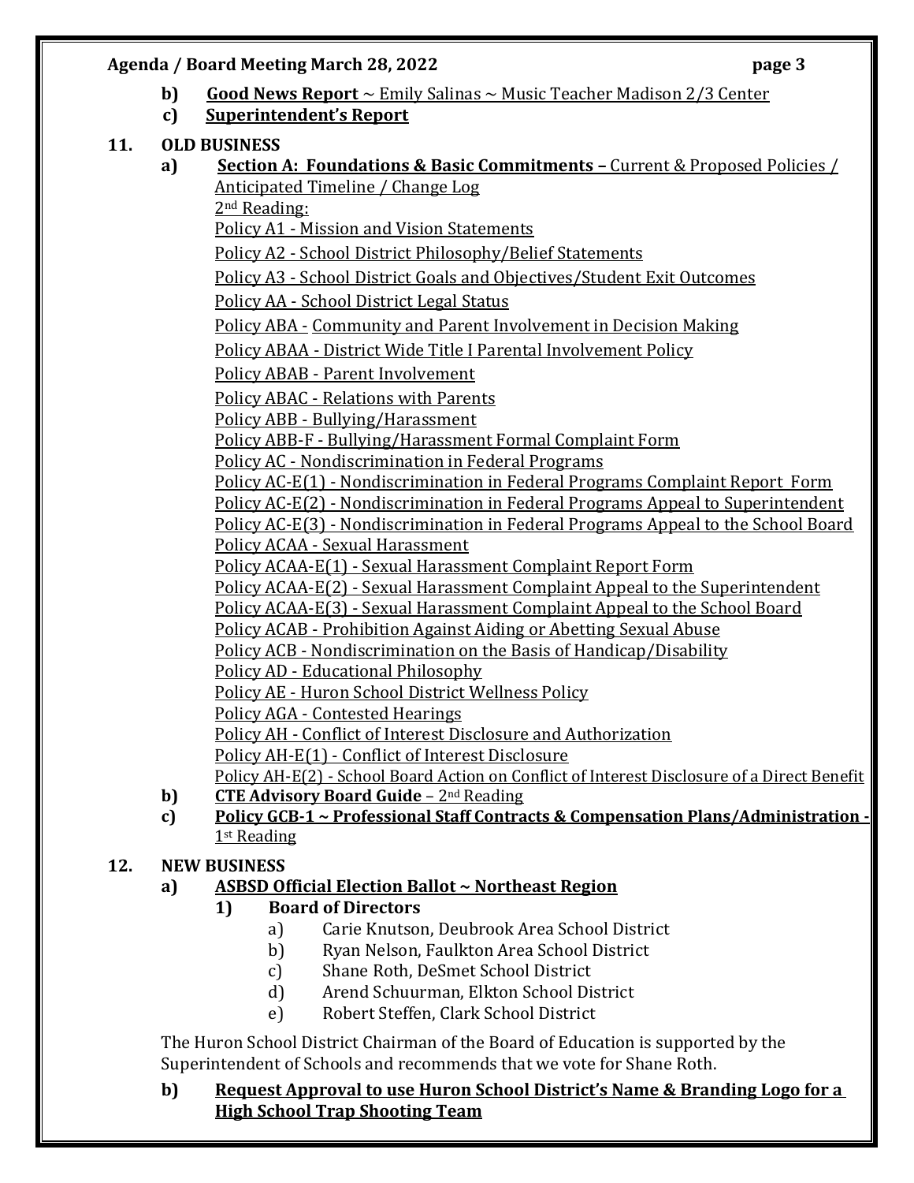**b)** **Good News Report** ~ Emily Salinas ~ Music Teacher Madison 2/3 Center

**c)** **Superintendent's Report**

**11. OLD BUSINESS**

**a)** **Section A: Foundations & Basic Commitments –** Current & Proposed Policies / Anticipated Timeline / Change Log

2nd Reading:

Policy A1 - Mission and Vision Statements

Policy A2 - School District Philosophy/Belief Statements

Policy A3 - School District Goals and Objectives/Student Exit Outcomes

Policy AA - School District Legal Status

Policy ABA - Community and Parent Involvement in Decision Making

Policy ABAA - District Wide Title I Parental Involvement Policy

Policy ABAB - Parent Involvement

Policy ABAC - Relations with Parents

Policy ABB - Bullying/Harassment

Policy ABB-F - Bullying/Harassment Formal Complaint Form

Policy AC - Nondiscrimination in Federal Programs

Policy AC-E(1) - Nondiscrimination in Federal Programs Complaint Report Form

Policy AC-E(2) - Nondiscrimination in Federal Programs Appeal to Superintendent

Policy AC-E(3) - Nondiscrimination in Federal Programs Appeal to the School Board

Policy ACAA - Sexual Harassment

Policy ACAA-E(1) - Sexual Harassment Complaint Report Form

Policy ACAA-E(2) - Sexual Harassment Complaint Appeal to the Superintendent

Policy ACAA-E(3) - Sexual Harassment Complaint Appeal to the School Board

Policy ACAB - Prohibition Against Aiding or Abetting Sexual Abuse

Policy ACB - Nondiscrimination on the Basis of Handicap/Disability

Policy AD - Educational Philosophy

Policy AE - Huron School District Wellness Policy

Policy AGA - Contested Hearings

Policy AH - Conflict of Interest Disclosure and Authorization

Policy AH-E(1) - Conflict of Interest Disclosure

Policy AH-E(2) - School Board Action on Conflict of Interest Disclosure of a Direct Benefit

**b)** **CTE Advisory Board Guide** – 2nd Reading

**c)** **Policy GCB-1 ~ Professional Staff Contracts & Compensation Plans/Administration -** 1st Reading

**12. NEW BUSINESS**

**a)** **ASBSD Official Election Ballot ~ Northeast Region**

**1)** **Board of Directors**

a) Carie Knutson, Deubrook Area School District

b) Ryan Nelson, Faulkton Area School District

c) Shane Roth, DeSmet School District

d) Arend Schuurman, Elkton School District

e) Robert Steffen, Clark School District

The Huron School District Chairman of the Board of Education is supported by the Superintendent of Schools and recommends that we vote for Shane Roth.

**b)** **Request Approval to use Huron School District's Name & Branding Logo for a High School Trap Shooting Team**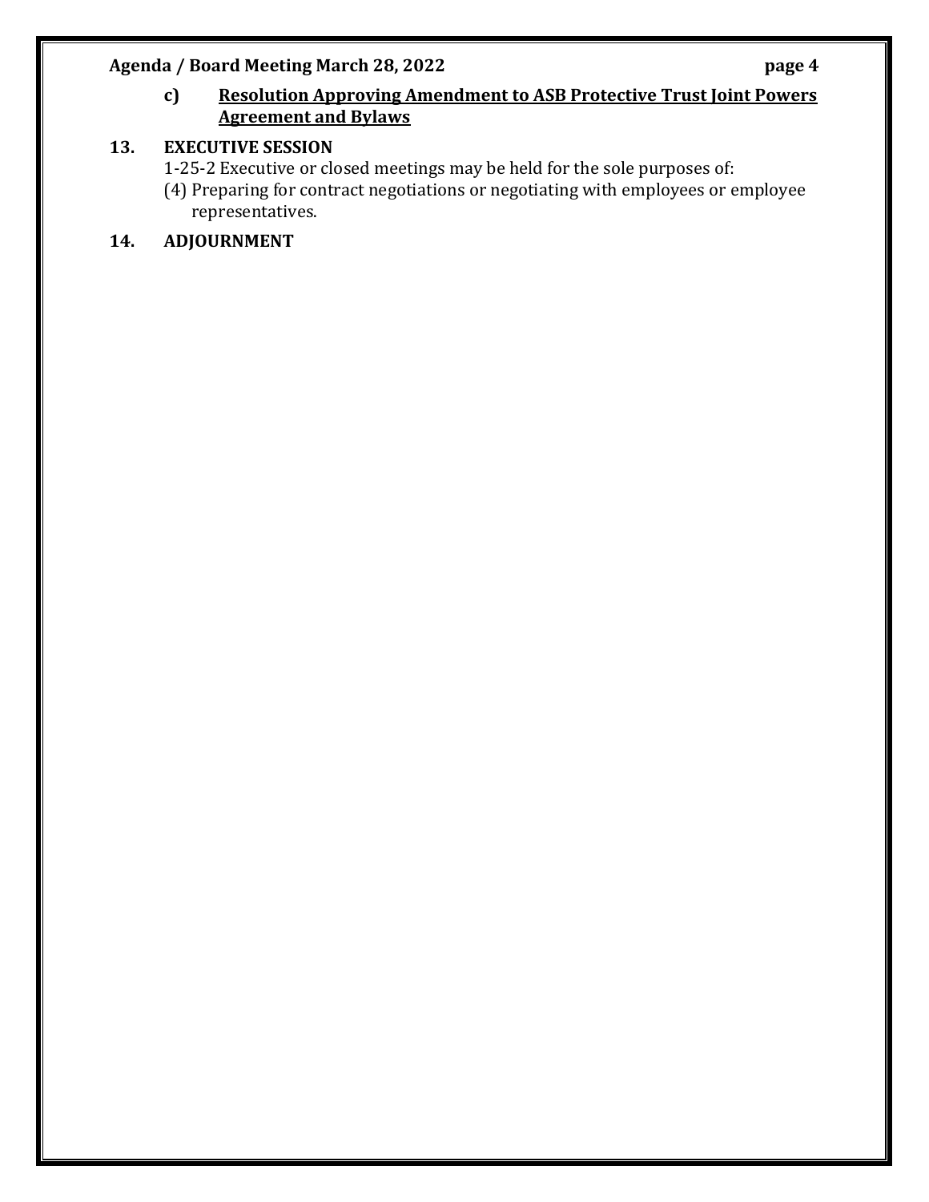**c)** **<u>Resolution Approving Amendment to ASB Protective Trust Joint Powers Agreement and Bylaws</u>**

## 13. EXECUTIVE SESSION

1-25-2 Executive or closed meetings may be held for the sole purposes of:

(4) Preparing for contract negotiations or negotiating with employees or employee representatives.

## 14. ADJOURNMENT